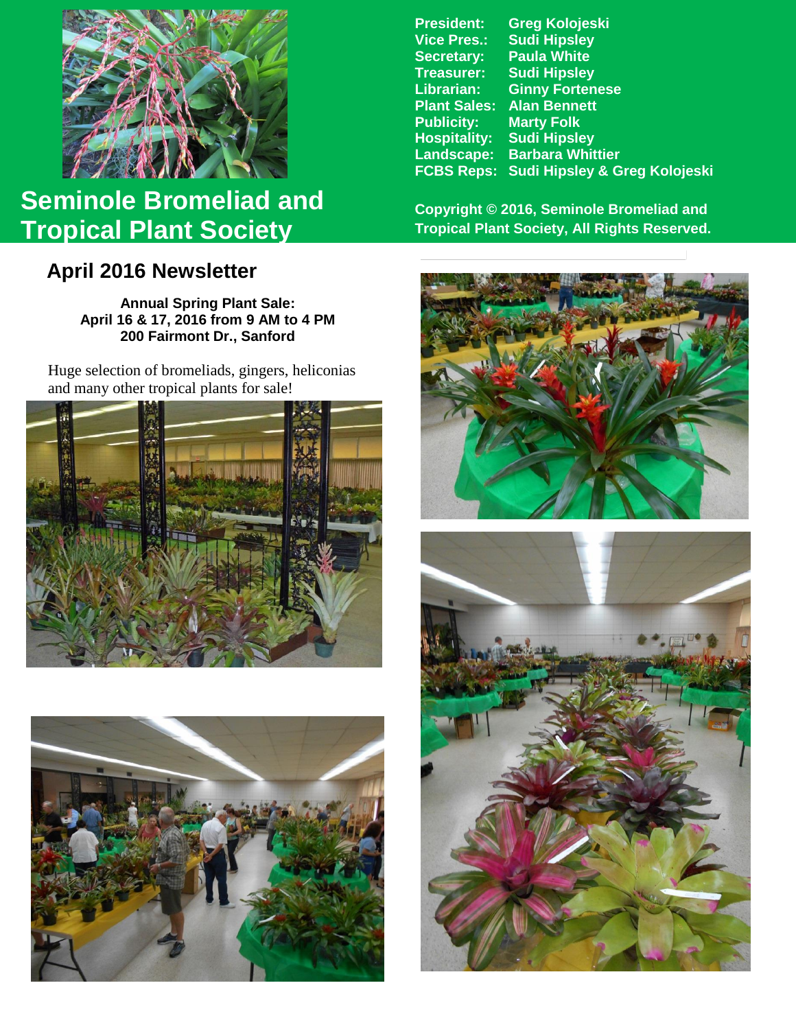# Seminole Bromeliad and Tropical Plant Society

| | |
|---|---|
| **President:** | **Greg Kolojeski** |
| **Vice Pres.:** | **Sudi Hipsley** |
| **Secretary:** | **Paula White** |
| **Treasurer:** | **Sudi Hipsley** |
| **Librarian:** | **Ginny Fortenese** |
| **Plant Sales:** | **Alan Bennett** |
| **Publicity:** | **Marty Folk** |
| **Hospitality:** | **Sudi Hipsley** |
| **Landscape:** | **Barbara Whittier** |
| **FCBS Reps:** | **Sudi Hipsley & Greg Kolojeski** |

**Copyright © 2016, Seminole Bromeliad and Tropical Plant Society, All Rights Reserved.**

## April 2016 Newsletter

**Annual Spring Plant Sale:**
**April 16 & 17, 2016 from 9 AM to 4 PM**
**200 Fairmont Dr., Sanford**

Huge selection of bromeliads, gingers, heliconias and many other tropical plants for sale!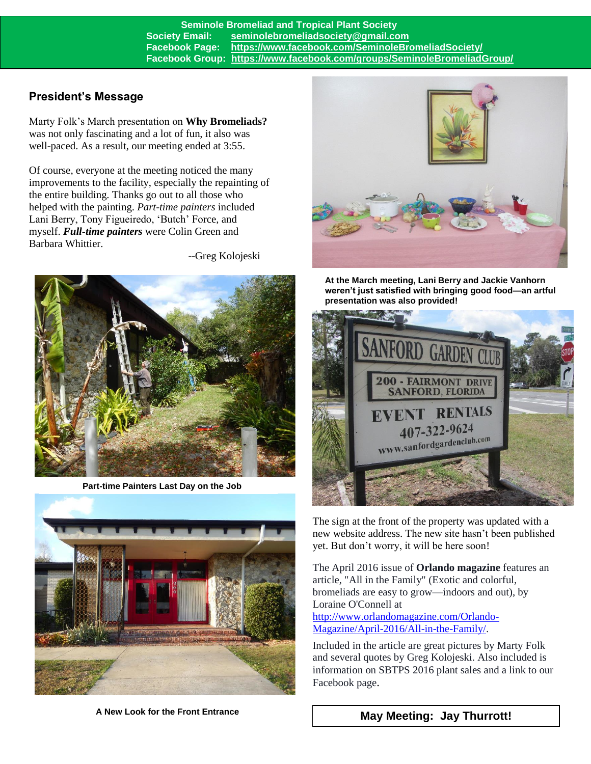**Seminole Bromeliad and Tropical Plant Society**
**Society Email:** seminolebromeliadsociety@gmail.com
**Facebook Page:** https://www.facebook.com/SeminoleBromeliadSociety/
**Facebook Group:** https://www.facebook.com/groups/SeminoleBromeliadGroup/

## President's Message

Marty Folk's March presentation on **Why Bromeliads?** was not only fascinating and a lot of fun, it also was well-paced. As a result, our meeting ended at 3:55.

Of course, everyone at the meeting noticed the many improvements to the facility, especially the repainting of the entire building. Thanks go out to all those who helped with the painting. *Part-time painters* included Lani Berry, Tony Figueiredo, 'Butch' Force, and myself. ***Full-time painters*** were Colin Green and Barbara Whittier.

--Greg Kolojeski

**Part-time Painters Last Day on the Job**

**A New Look for the Front Entrance**

**At the March meeting, Lani Berry and Jackie Vanhorn weren't just satisfied with bringing good food—an artful presentation was also provided!**

The sign at the front of the property was updated with a new website address. The new site hasn't been published yet. But don't worry, it will be here soon!

The April 2016 issue of **Orlando magazine** features an article, "All in the Family" (Exotic and colorful, bromeliads are easy to grow—indoors and out), by Loraine O'Connell at http://www.orlandomagazine.com/Orlando-Magazine/April-2016/All-in-the-Family/.

Included in the article are great pictures by Marty Folk and several quotes by Greg Kolojeski. Also included is information on SBTPS 2016 plant sales and a link to our Facebook page.

**May Meeting: Jay Thurrott!**